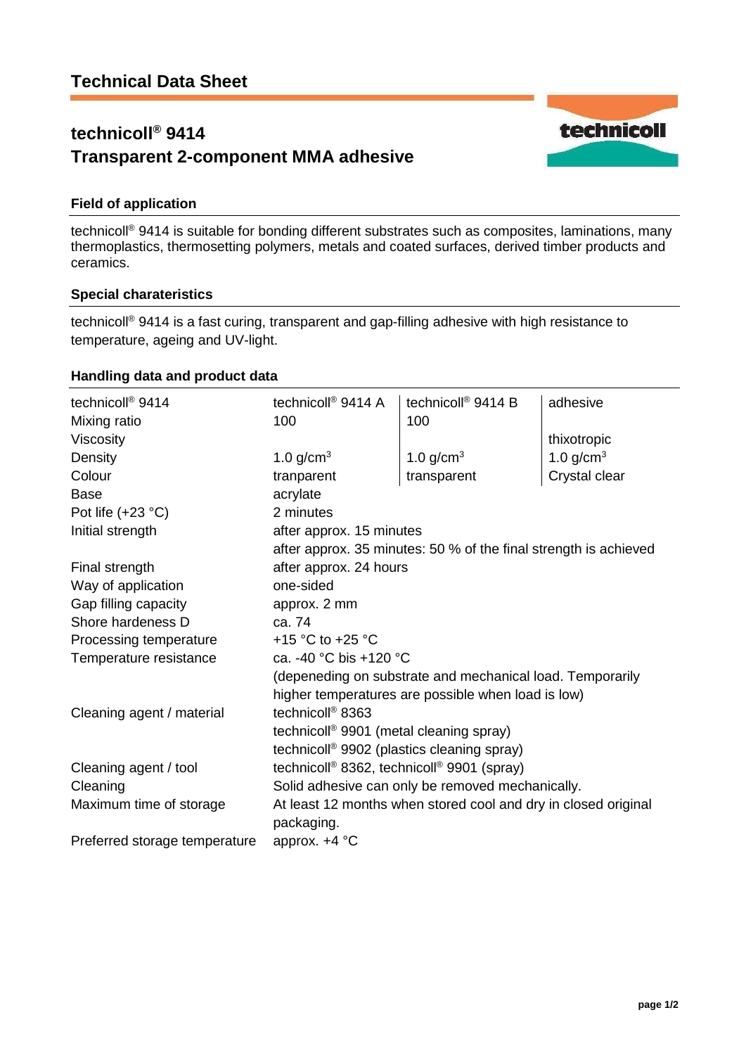# Technical Data Sheet

## technicol® 9414
## Transparent 2-component MMA adhesive

### Field of application

technicoll® 9414 is suitable for bonding different substrates such as composites, laminations, many thermoplastics, thermosetting polymers, metals and coated surfaces, derived timber products and ceramics.

### Special charateristics

technicoll® 9414 is a fast curing, transparent and gap-filling adhesive with high resistance to temperature, ageing and UV-light.

### Handling data and product data

| technicoll® 9414 | technicoll® 9414 A | technicoll® 9414 B | adhesive |
|---|---|---|---|
| Mixing ratio | 100 | 100 | |
| Viscosity | | | thixotropic |
| Density | 1.0 g/cm³ | 1.0 g/cm³ | 1.0 g/cm³ |
| Colour | tranparent | transparent | Crystal clear |
| Base | acrylate | | |
| Pot life (+23 °C) | 2 minutes | | |
| Initial strength | after approx. 15 minutes<br>after approx. 35 minutes: 50 % of the final strength is achieved | | |
| Final strength | after approx. 24 hours | | |
| Way of application | one-sided | | |
| Gap filling capacity | approx. 2 mm | | |
| Shore hardeness D | ca. 74 | | |
| Processing temperature | +15 °C to +25 °C | | |
| Temperature resistance | ca. -40 °C bis +120 °C<br>(depeneding on substrate and mechanical load. Temporarily higher temperatures are possible when load is low) | | |
| Cleaning agent / material | technicoll® 8363<br>technicoll® 9901 (metal cleaning spray)<br>technicoll® 9902 (plastics cleaning spray) | | |
| Cleaning agent / tool | technicoll® 8362, technicoll® 9901 (spray) | | |
| Cleaning | Solid adhesive can only be removed mechanically. | | |
| Maximum time of storage | At least 12 months when stored cool and dry in closed original packaging. | | |
| Preferred storage temperature | approx. +4 °C | | |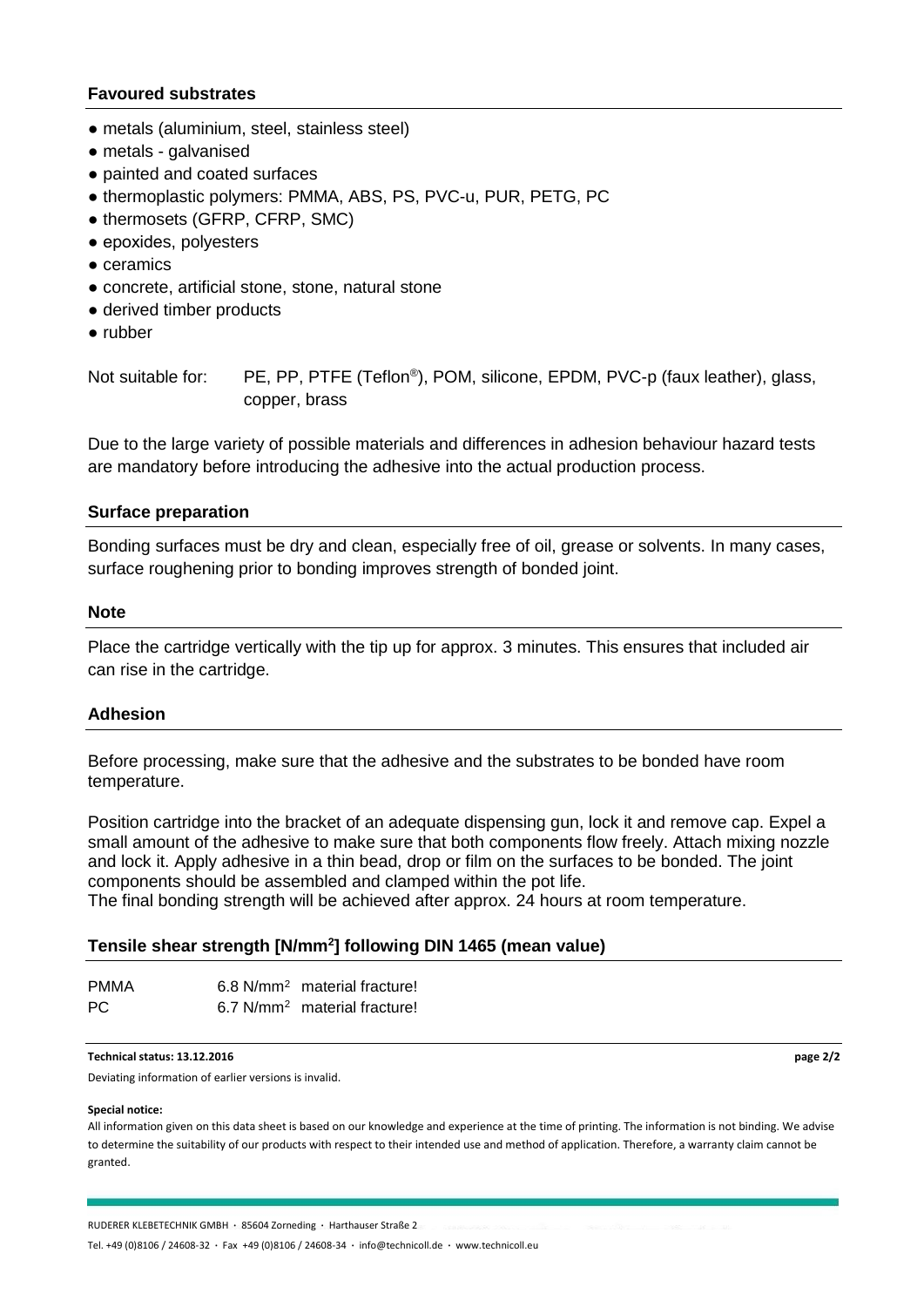## Favoured substrates

- metals (aluminium, steel, stainless steel)
- metals - galvanised
- painted and coated surfaces
- thermoplastic polymers: PMMA, ABS, PS, PVC-u, PUR, PETG, PC
- thermosets (GFRP, CFRP, SMC)
- epoxides, polyesters
- ceramics
- concrete, artificial stone, stone, natural stone
- derived timber products
- rubber

Not suitable for: PE, PP, PTFE (Teflon®), POM, silicone, EPDM, PVC-p (faux leather), glass, copper, brass

Due to the large variety of possible materials and differences in adhesion behaviour hazard tests are mandatory before introducing the adhesive into the actual production process.

## Surface preparation

Bonding surfaces must be dry and clean, especially free of oil, grease or solvents. In many cases, surface roughening prior to bonding improves strength of bonded joint.

## Note

Place the cartridge vertically with the tip up for approx. 3 minutes. This ensures that included air can rise in the cartridge.

## Adhesion

Before processing, make sure that the adhesive and the substrates to be bonded have room temperature.

Position cartridge into the bracket of an adequate dispensing gun, lock it and remove cap. Expel a small amount of the adhesive to make sure that both components flow freely. Attach mixing nozzle and lock it. Apply adhesive in a thin bead, drop or film on the surfaces to be bonded. The joint components should be assembled and clamped within the pot life.
The final bonding strength will be achieved after approx. 24 hours at room temperature.

## Tensile shear strength [N/mm$^2$] following DIN 1465 (mean value)

| | | |
|---|---|---|
| PMMA | 6.8 N/mm$^2$ | material fracture! |
| PC | 6.7 N/mm$^2$ | material fracture! |

**Technical status: 13.12.2016**

Deviating information of earlier versions is invalid.

**Special notice:**
All information given on this data sheet is based on our knowledge and experience at the time of printing. The information is not binding. We advise to determine the suitability of our products with respect to their intended use and method of application. Therefore, a warranty claim cannot be granted.

RUDERER KLEBETECHNIK GMBH · 85604 Zorneding · Harthauser Straße 2
Tel. +49 (0)8106 / 24608-32 · Fax +49 (0)8106 / 24608-34 · info@technicoll.de · www.technicoll.eu